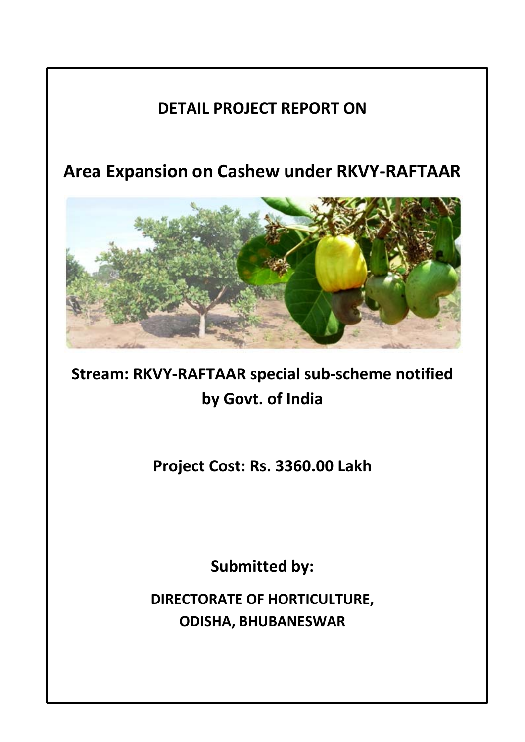**DETAIL PROJECT REPORT ON**

# Area Expansion on Cashew under RKVY-RAFTAAR

**Stream: RKVY-RAFTAAR special sub-scheme notified by Govt. of India**

**Project Cost: Rs. 3360.00 Lakh**

**Submitted by:**

**DIRECTORATE OF HORTICULTURE, ODISHA, BHUBANESWAR**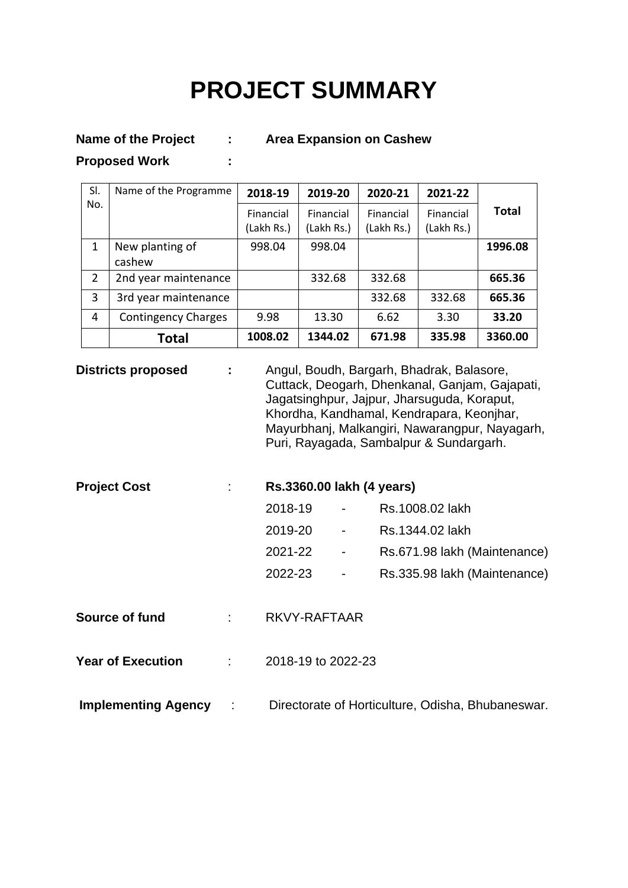# PROJECT SUMMARY

**Name of the Project** : **Area Expansion on Cashew**

**Proposed Work** :

| Sl. No. | Name of the Programme | 2018-19 | 2019-20 | 2020-21 | 2021-22 | Total |
|---|---|---|---|---|---|---|
| | | Financial (Lakh Rs.) | Financial (Lakh Rs.) | Financial (Lakh Rs.) | Financial (Lakh Rs.) | |
| 1 | New planting of cashew | 998.04 | 998.04 | | | **1996.08** |
| 2 | 2nd year maintenance | | 332.68 | 332.68 | | **665.36** |
| 3 | 3rd year maintenance | | | 332.68 | 332.68 | **665.36** |
| 4 | Contingency Charges | 9.98 | 13.30 | 6.62 | 3.30 | **33.20** |
| | **Total** | **1008.02** | **1344.02** | **671.98** | **335.98** | **3360.00** |

**Districts proposed** : Angul, Boudh, Bargarh, Bhadrak, Balasore, Cuttack, Deogarh, Dhenkanal, Ganjam, Gajapati, Jagatsinghpur, Jajpur, Jharsuguda, Koraput, Khordha, Kandhamal, Kendrapara, Keonjhar, Mayurbhanj, Malkangiri, Nawarangpur, Nayagarh, Puri, Rayagada, Sambalpur & Sundargarh.

**Project Cost** : **Rs.3360.00 lakh (4 years)**

- 2018-19 - Rs.1008.02 lakh
- 2019-20 - Rs.1344.02 lakh
- 2021-22 - Rs.671.98 lakh (Maintenance)
- 2022-23 - Rs.335.98 lakh (Maintenance)

**Source of fund** : RKVY-RAFTAAR

**Year of Execution** : 2018-19 to 2022-23

**Implementing Agency** : Directorate of Horticulture, Odisha, Bhubaneswar.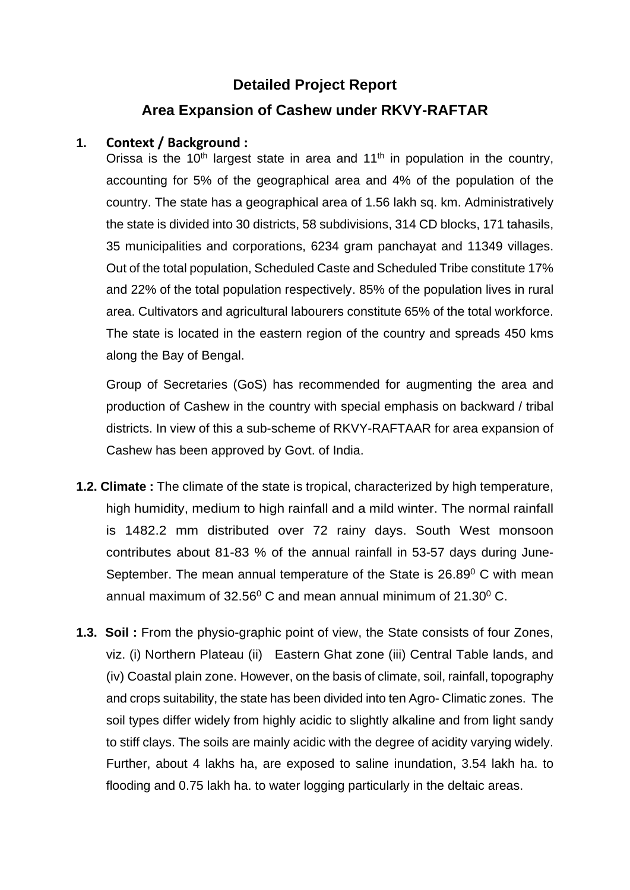# Detailed Project Report

## Area Expansion of Cashew under RKVY-RAFTAR

**1. Context / Background :**

Orissa is the $10^{th}$ largest state in area and $11^{th}$ in population in the country, accounting for 5% of the geographical area and 4% of the population of the country. The state has a geographical area of 1.56 lakh sq. km. Administratively the state is divided into 30 districts, 58 subdivisions, 314 CD blocks, 171 tahasils, 35 municipalities and corporations, 6234 gram panchayat and 11349 villages. Out of the total population, Scheduled Caste and Scheduled Tribe constitute 17% and 22% of the total population respectively. 85% of the population lives in rural area. Cultivators and agricultural labourers constitute 65% of the total workforce. The state is located in the eastern region of the country and spreads 450 kms along the Bay of Bengal.

Group of Secretaries (GoS) has recommended for augmenting the area and production of Cashew in the country with special emphasis on backward / tribal districts. In view of this a sub-scheme of RKVY-RAFTAAR for area expansion of Cashew has been approved by Govt. of India.

**1.2. Climate :** The climate of the state is tropical, characterized by high temperature, high humidity, medium to high rainfall and a mild winter. The normal rainfall is 1482.2 mm distributed over 72 rainy days. South West monsoon contributes about 81-83 % of the annual rainfall in 53-57 days during June-September. The mean annual temperature of the State is $26.89^0$ C with mean annual maximum of $32.56^0$ C and mean annual minimum of $21.30^0$ C.

**1.3. Soil :** From the physio-graphic point of view, the State consists of four Zones, viz. (i) Northern Plateau (ii) Eastern Ghat zone (iii) Central Table lands, and (iv) Coastal plain zone. However, on the basis of climate, soil, rainfall, topography and crops suitability, the state has been divided into ten Agro- Climatic zones. The soil types differ widely from highly acidic to slightly alkaline and from light sandy to stiff clays. The soils are mainly acidic with the degree of acidity varying widely. Further, about 4 lakhs ha, are exposed to saline inundation, 3.54 lakh ha. to flooding and 0.75 lakh ha. to water logging particularly in the deltaic areas.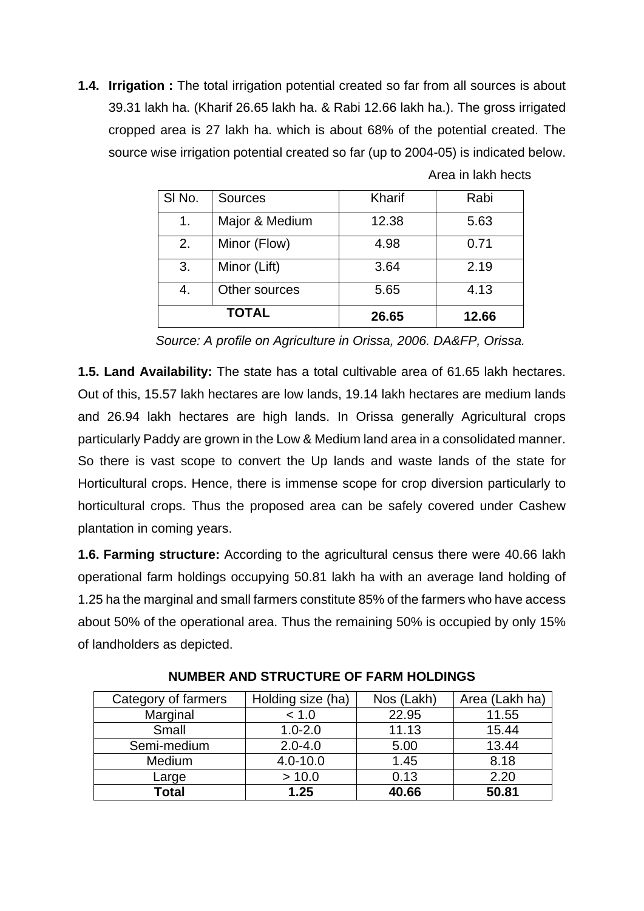**1.4. Irrigation :** The total irrigation potential created so far from all sources is about 39.31 lakh ha. (Kharif 26.65 lakh ha. & Rabi 12.66 lakh ha.). The gross irrigated cropped area is 27 lakh ha. which is about 68% of the potential created. The source wise irrigation potential created so far (up to 2004-05) is indicated below.

Area in lakh hects

| Sl No. | Sources | Kharif | Rabi |
|---|---|---|---|
| 1. | Major & Medium | 12.38 | 5.63 |
| 2. | Minor (Flow) | 4.98 | 0.71 |
| 3. | Minor (Lift) | 3.64 | 2.19 |
| 4. | Other sources | 5.65 | 4.13 |
| **TOTAL** | | **26.65** | **12.66** |

*Source: A profile on Agriculture in Orissa, 2006. DA&FP, Orissa.*

**1.5. Land Availability:** The state has a total cultivable area of 61.65 lakh hectares. Out of this, 15.57 lakh hectares are low lands, 19.14 lakh hectares are medium lands and 26.94 lakh hectares are high lands. In Orissa generally Agricultural crops particularly Paddy are grown in the Low & Medium land area in a consolidated manner. So there is vast scope to convert the Up lands and waste lands of the state for Horticultural crops. Hence, there is immense scope for crop diversion particularly to horticultural crops. Thus the proposed area can be safely covered under Cashew plantation in coming years.

**1.6. Farming structure:** According to the agricultural census there were 40.66 lakh operational farm holdings occupying 50.81 lakh ha with an average land holding of 1.25 ha the marginal and small farmers constitute 85% of the farmers who have access about 50% of the operational area. Thus the remaining 50% is occupied by only 15% of landholders as depicted.

**NUMBER AND STRUCTURE OF FARM HOLDINGS**

| Category of farmers | Holding size (ha) | Nos (Lakh) | Area (Lakh ha) |
|---|---|---|---|
| Marginal | < 1.0 | 22.95 | 11.55 |
| Small | 1.0-2.0 | 11.13 | 15.44 |
| Semi-medium | 2.0-4.0 | 5.00 | 13.44 |
| Medium | 4.0-10.0 | 1.45 | 8.18 |
| Large | > 10.0 | 0.13 | 2.20 |
| **Total** | **1.25** | **40.66** | **50.81** |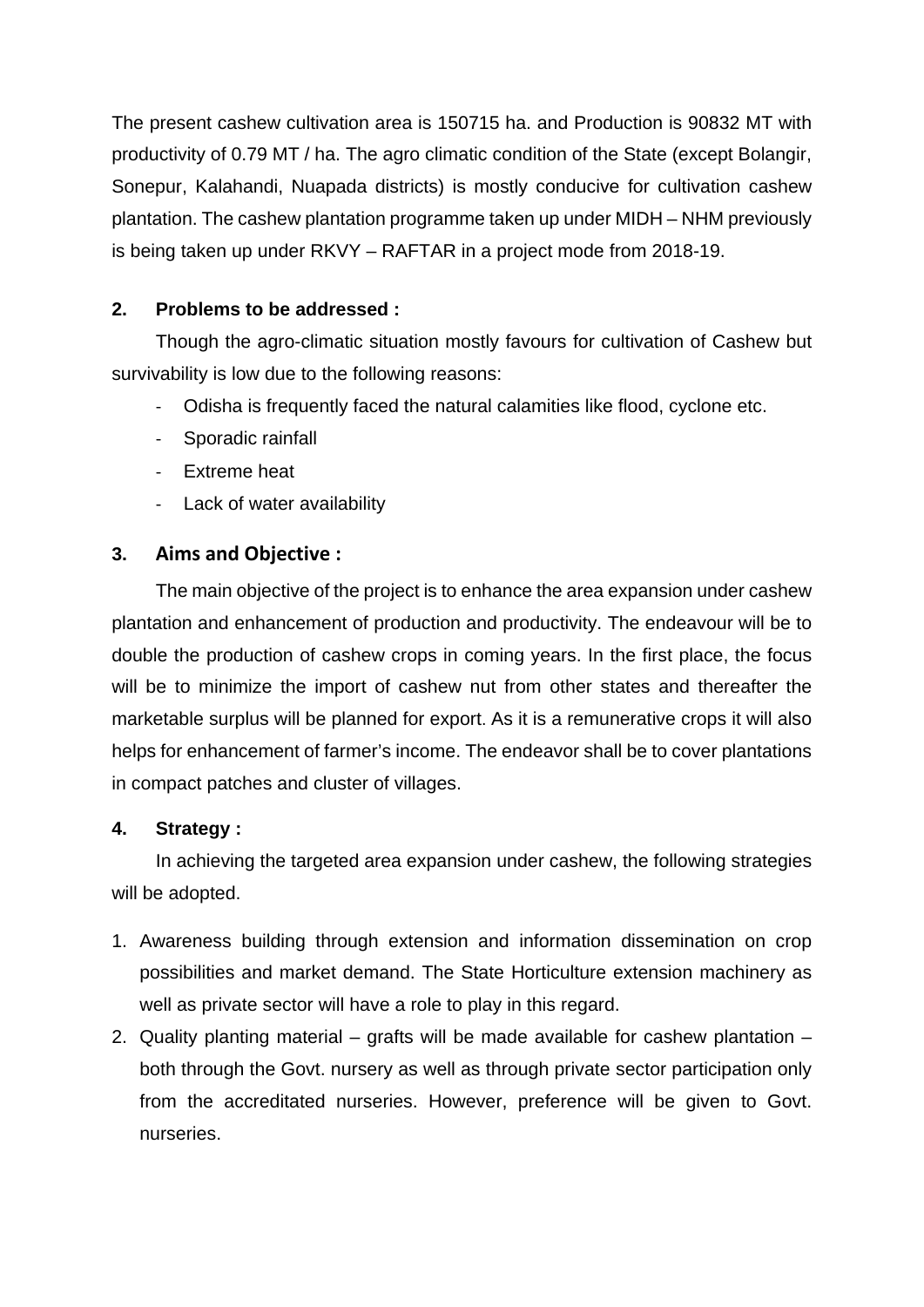The present cashew cultivation area is 150715 ha. and Production is 90832 MT with productivity of 0.79 MT / ha. The agro climatic condition of the State (except Bolangir, Sonepur, Kalahandi, Nuapada districts) is mostly conducive for cultivation cashew plantation. The cashew plantation programme taken up under MIDH – NHM previously is being taken up under RKVY – RAFTAR in a project mode from 2018-19.

## 2. Problems to be addressed :

Though the agro-climatic situation mostly favours for cultivation of Cashew but survivability is low due to the following reasons:

- Odisha is frequently faced the natural calamities like flood, cyclone etc.
- Sporadic rainfall
- Extreme heat
- Lack of water availability

## 3. Aims and Objective :

The main objective of the project is to enhance the area expansion under cashew plantation and enhancement of production and productivity. The endeavour will be to double the production of cashew crops in coming years. In the first place, the focus will be to minimize the import of cashew nut from other states and thereafter the marketable surplus will be planned for export. As it is a remunerative crops it will also helps for enhancement of farmer's income. The endeavor shall be to cover plantations in compact patches and cluster of villages.

## 4. Strategy :

In achieving the targeted area expansion under cashew, the following strategies will be adopted.

1. Awareness building through extension and information dissemination on crop possibilities and market demand. The State Horticulture extension machinery as well as private sector will have a role to play in this regard.
2. Quality planting material – grafts will be made available for cashew plantation – both through the Govt. nursery as well as through private sector participation only from the accreditated nurseries. However, preference will be given to Govt. nurseries.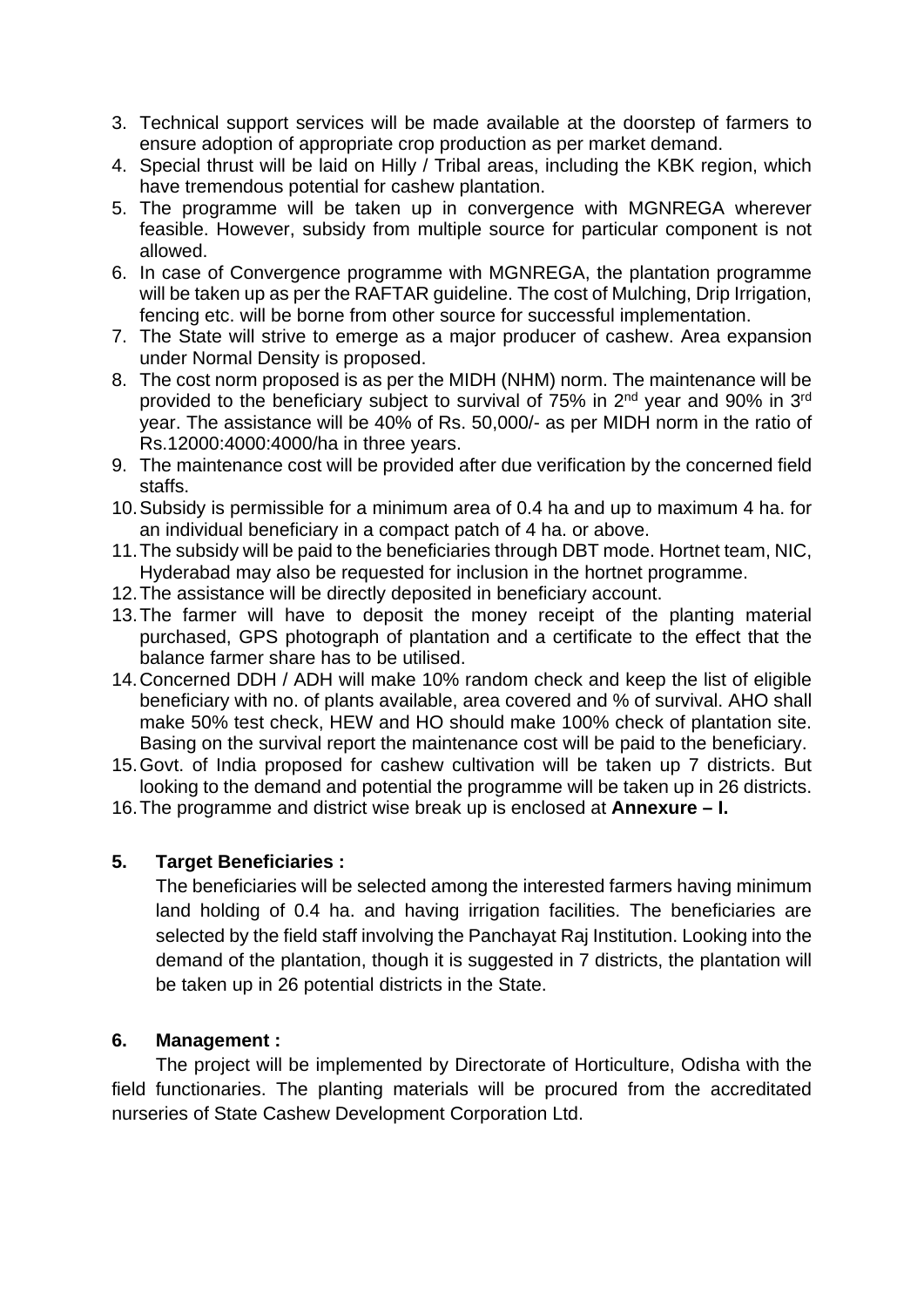3. Technical support services will be made available at the doorstep of farmers to ensure adoption of appropriate crop production as per market demand.
4. Special thrust will be laid on Hilly / Tribal areas, including the KBK region, which have tremendous potential for cashew plantation.
5. The programme will be taken up in convergence with MGNREGA wherever feasible. However, subsidy from multiple source for particular component is not allowed.
6. In case of Convergence programme with MGNREGA, the plantation programme will be taken up as per the RAFTAR guideline. The cost of Mulching, Drip Irrigation, fencing etc. will be borne from other source for successful implementation.
7. The State will strive to emerge as a major producer of cashew. Area expansion under Normal Density is proposed.
8. The cost norm proposed is as per the MIDH (NHM) norm. The maintenance will be provided to the beneficiary subject to survival of 75% in 2nd year and 90% in 3rd year. The assistance will be 40% of Rs. 50,000/- as per MIDH norm in the ratio of Rs.12000:4000:4000/ha in three years.
9. The maintenance cost will be provided after due verification by the concerned field staffs.
10. Subsidy is permissible for a minimum area of 0.4 ha and up to maximum 4 ha. for an individual beneficiary in a compact patch of 4 ha. or above.
11. The subsidy will be paid to the beneficiaries through DBT mode. Hortnet team, NIC, Hyderabad may also be requested for inclusion in the hortnet programme.
12. The assistance will be directly deposited in beneficiary account.
13. The farmer will have to deposit the money receipt of the planting material purchased, GPS photograph of plantation and a certificate to the effect that the balance farmer share has to be utilised.
14. Concerned DDH / ADH will make 10% random check and keep the list of eligible beneficiary with no. of plants available, area covered and % of survival. AHO shall make 50% test check, HEW and HO should make 100% check of plantation site. Basing on the survival report the maintenance cost will be paid to the beneficiary.
15. Govt. of India proposed for cashew cultivation will be taken up 7 districts. But looking to the demand and potential the programme will be taken up in 26 districts.
16. The programme and district wise break up is enclosed at **Annexure – I.**

## 5. Target Beneficiaries :

The beneficiaries will be selected among the interested farmers having minimum land holding of 0.4 ha. and having irrigation facilities. The beneficiaries are selected by the field staff involving the Panchayat Raj Institution. Looking into the demand of the plantation, though it is suggested in 7 districts, the plantation will be taken up in 26 potential districts in the State.

## 6. Management :

The project will be implemented by Directorate of Horticulture, Odisha with the field functionaries. The planting materials will be procured from the accreditated nurseries of State Cashew Development Corporation Ltd.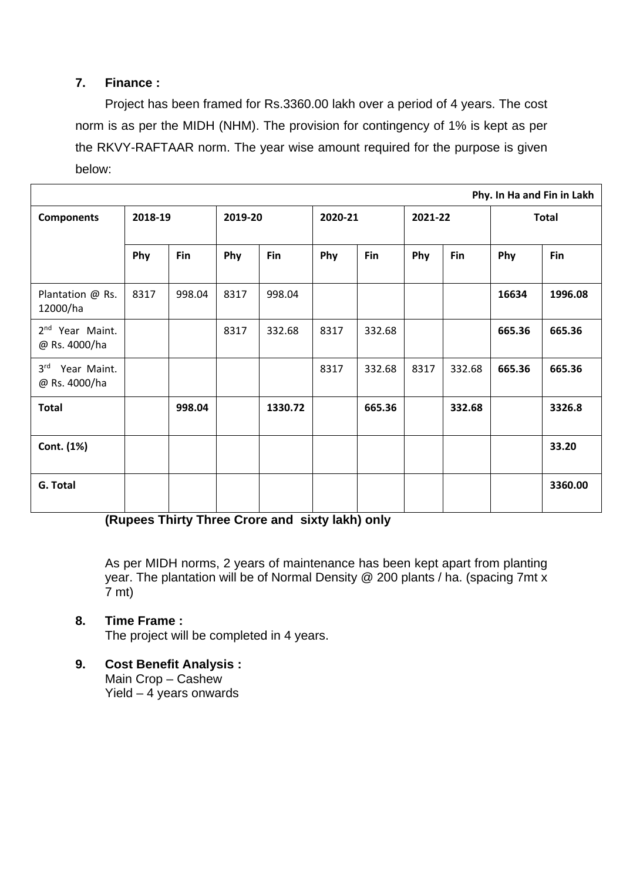## 7. Finance :

Project has been framed for Rs.3360.00 lakh over a period of 4 years. The cost norm is as per the MIDH (NHM). The provision for contingency of 1% is kept as per the RKVY-RAFTAAR norm. The year wise amount required for the purpose is given below:

| Phy. In Ha and Fin in Lakh | | | | | | | | | | |
|---|---|---|---|---|---|---|---|---|---|---|
| **Components** | **2018-19** | | **2019-20** | | **2020-21** | | **2021-22** | | **Total** | |
| | **Phy** | **Fin** | **Phy** | **Fin** | **Phy** | **Fin** | **Phy** | **Fin** | **Phy** | **Fin** |
| Plantation @ Rs. 12000/ha | 8317 | 998.04 | 8317 | 998.04 | | | | | **16634** | **1996.08** |
| 2nd Year Maint. @ Rs. 4000/ha | | | 8317 | 332.68 | 8317 | 332.68 | | | **665.36** | **665.36** |
| 3rd Year Maint. @ Rs. 4000/ha | | | | | 8317 | 332.68 | 8317 | 332.68 | **665.36** | **665.36** |
| **Total** | | **998.04** | | **1330.72** | | **665.36** | | **332.68** | | **3326.8** |
| **Cont. (1%)** | | | | | | | | | | **33.20** |
| **G. Total** | | | | | | | | | | **3360.00** |

**(Rupees Thirty Three Crore and sixty lakh) only**

As per MIDH norms, 2 years of maintenance has been kept apart from planting year. The plantation will be of Normal Density @ 200 plants / ha. (spacing 7mt x 7 mt)

## 8. Time Frame :

The project will be completed in 4 years.

## 9. Cost Benefit Analysis :

Main Crop – Cashew
Yield – 4 years onwards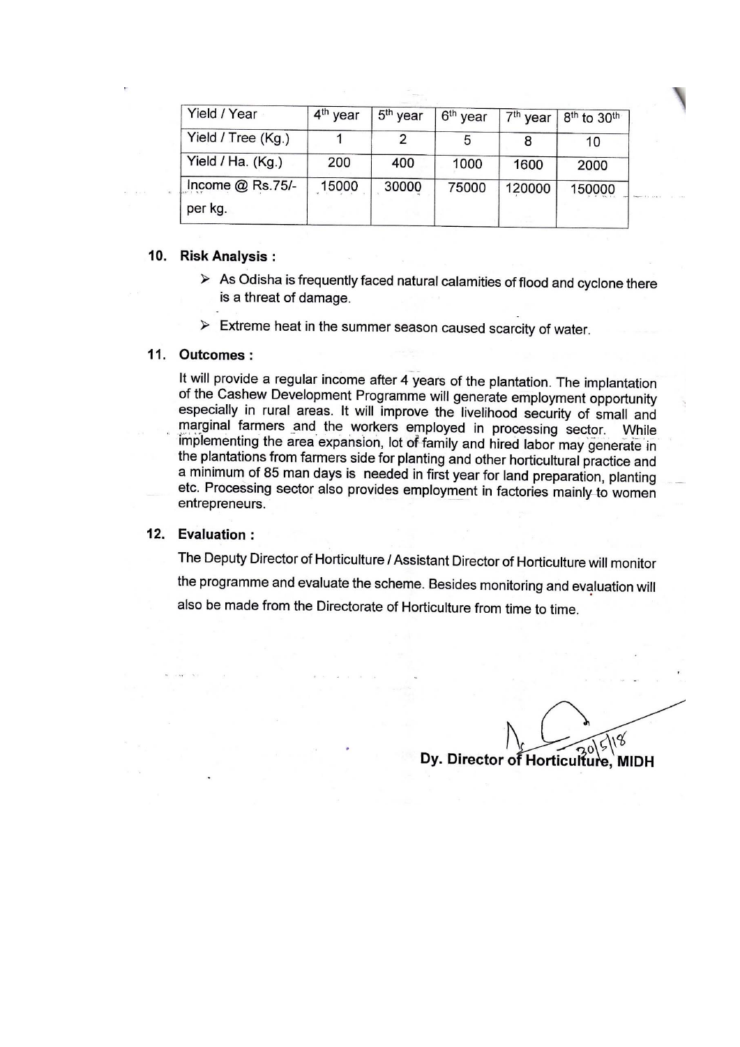| Yield / Year | 4th year | 5th year | 6th year | 7th year | 8th to 30th |
|---|---|---|---|---|---|
| Yield / Tree (Kg.) | 1 | 2 | 5 | 8 | 10 |
| Yield / Ha. (Kg.) | 200 | 400 | 1000 | 1600 | 2000 |
| Income @ Rs.75/- per kg. | 15000 | 30000 | 75000 | 120000 | 150000 |

**10. Risk Analysis :**

- As Odisha is frequently faced natural calamities of flood and cyclone there is a threat of damage.
- Extreme heat in the summer season caused scarcity of water.

**11. Outcomes :**

It will provide a regular income after 4 years of the plantation. The implantation of the Cashew Development Programme will generate employment opportunity especially in rural areas. It will improve the livelihood security of small and marginal farmers and the workers employed in processing sector. While implementing the area expansion, lot of family and hired labor may generate in the plantations from farmers side for planting and other horticultural practice and a minimum of 85 man days is needed in first year for land preparation, planting etc. Processing sector also provides employment in factories mainly to women entrepreneurs.

**12. Evaluation :**

The Deputy Director of Horticulture / Assistant Director of Horticulture will monitor the programme and evaluate the scheme. Besides monitoring and evaluation will also be made from the Directorate of Horticulture from time to time.

30/5/18

**Dy. Director of Horticulture, MIDH**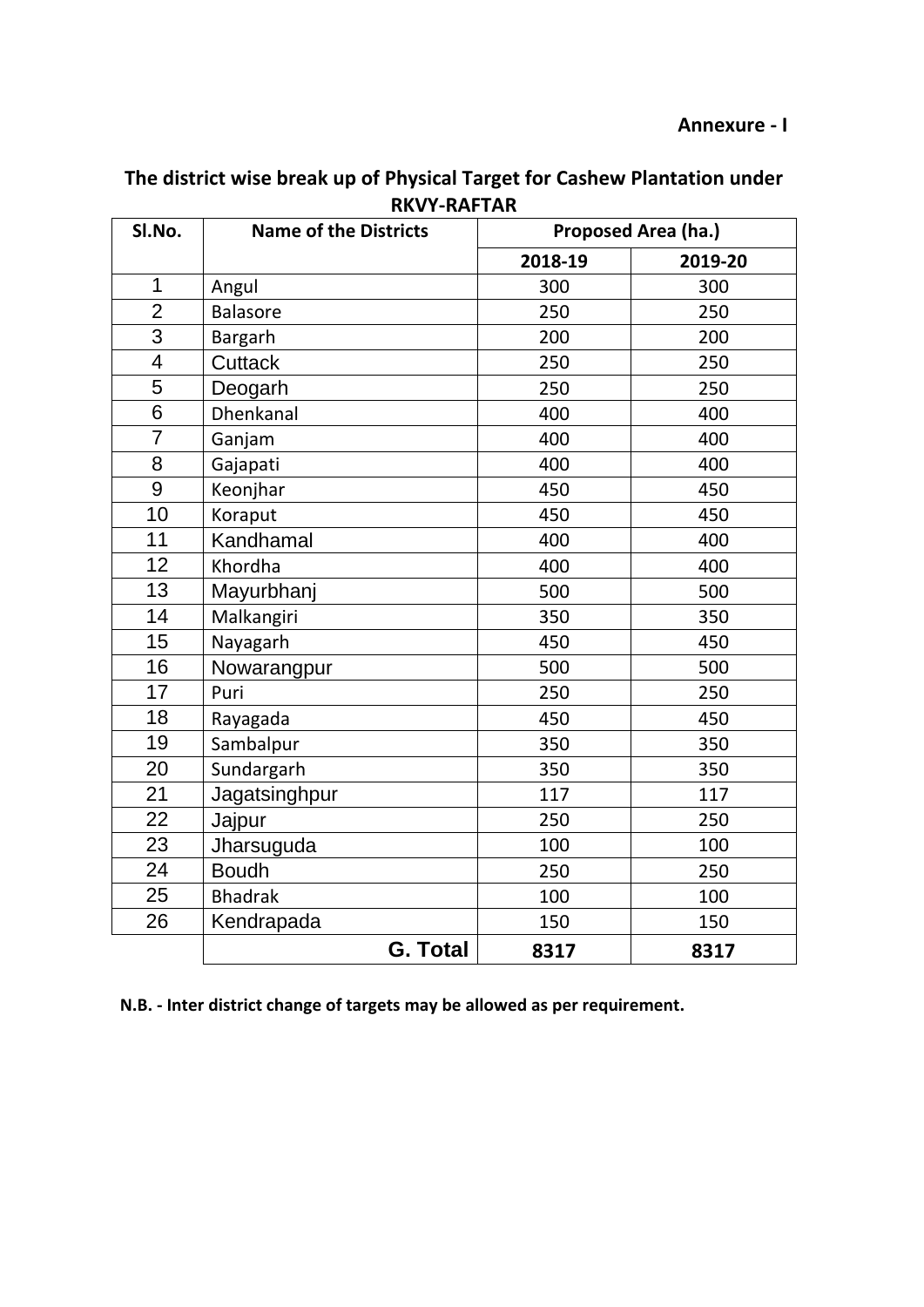**Annexure - I**

**The district wise break up of Physical Target for Cashew Plantation under RKVY-RAFTAR**

| Sl.No. | Name of the Districts | Proposed Area (ha.) | |
|---|---|---|---|
| | | 2018-19 | 2019-20 |
| 1 | Angul | 300 | 300 |
| 2 | Balasore | 250 | 250 |
| 3 | Bargarh | 200 | 200 |
| 4 | Cuttack | 250 | 250 |
| 5 | Deogarh | 250 | 250 |
| 6 | Dhenkanal | 400 | 400 |
| 7 | Ganjam | 400 | 400 |
| 8 | Gajapati | 400 | 400 |
| 9 | Keonjhar | 450 | 450 |
| 10 | Koraput | 450 | 450 |
| 11 | Kandhamal | 400 | 400 |
| 12 | Khordha | 400 | 400 |
| 13 | Mayurbhanj | 500 | 500 |
| 14 | Malkangiri | 350 | 350 |
| 15 | Nayagarh | 450 | 450 |
| 16 | Nowarangpur | 500 | 500 |
| 17 | Puri | 250 | 250 |
| 18 | Rayagada | 450 | 450 |
| 19 | Sambalpur | 350 | 350 |
| 20 | Sundargarh | 350 | 350 |
| 21 | Jagatsinghpur | 117 | 117 |
| 22 | Jajpur | 250 | 250 |
| 23 | Jharsuguda | 100 | 100 |
| 24 | Boudh | 250 | 250 |
| 25 | Bhadrak | 100 | 100 |
| 26 | Kendrapada | 150 | 150 |
| | **G. Total** | **8317** | **8317** |

**N.B. - Inter district change of targets may be allowed as per requirement.**